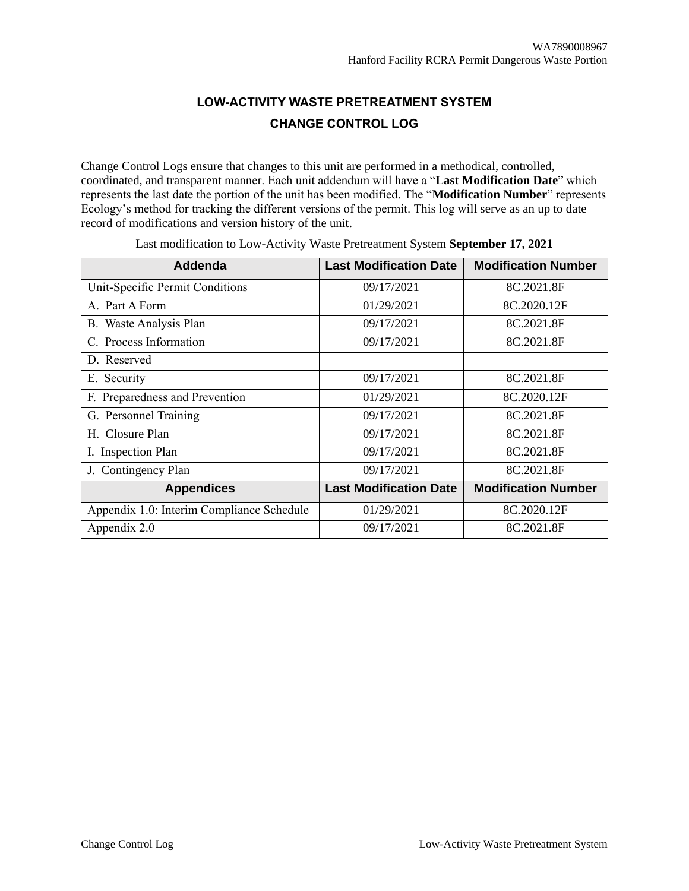# LOW-ACTIVITY WASTE PRETREATMENT SYSTEM

## CHANGE CONTROL LOG

Change Control Logs ensure that changes to this unit are performed in a methodical, controlled, coordinated, and transparent manner. Each unit addendum will have a "**Last Modification Date**" which represents the last date the portion of the unit has been modified. The "**Modification Number**" represents Ecology's method for tracking the different versions of the permit. This log will serve as an up to date record of modifications and version history of the unit.

Last modification to Low-Activity Waste Pretreatment System **September 17, 2021**

| Addenda | Last Modification Date | Modification Number |
|---|---|---|
| Unit-Specific Permit Conditions | 09/17/2021 | 8C.2021.8F |
| A. Part A Form | 01/29/2021 | 8C.2020.12F |
| B. Waste Analysis Plan | 09/17/2021 | 8C.2021.8F |
| C. Process Information | 09/17/2021 | 8C.2021.8F |
| D. Reserved | | |
| E. Security | 09/17/2021 | 8C.2021.8F |
| F. Preparedness and Prevention | 01/29/2021 | 8C.2020.12F |
| G. Personnel Training | 09/17/2021 | 8C.2021.8F |
| H. Closure Plan | 09/17/2021 | 8C.2021.8F |
| I. Inspection Plan | 09/17/2021 | 8C.2021.8F |
| J. Contingency Plan | 09/17/2021 | 8C.2021.8F |
| **Appendices** | **Last Modification Date** | **Modification Number** |
| Appendix 1.0: Interim Compliance Schedule | 01/29/2021 | 8C.2020.12F |
| Appendix 2.0 | 09/17/2021 | 8C.2021.8F |